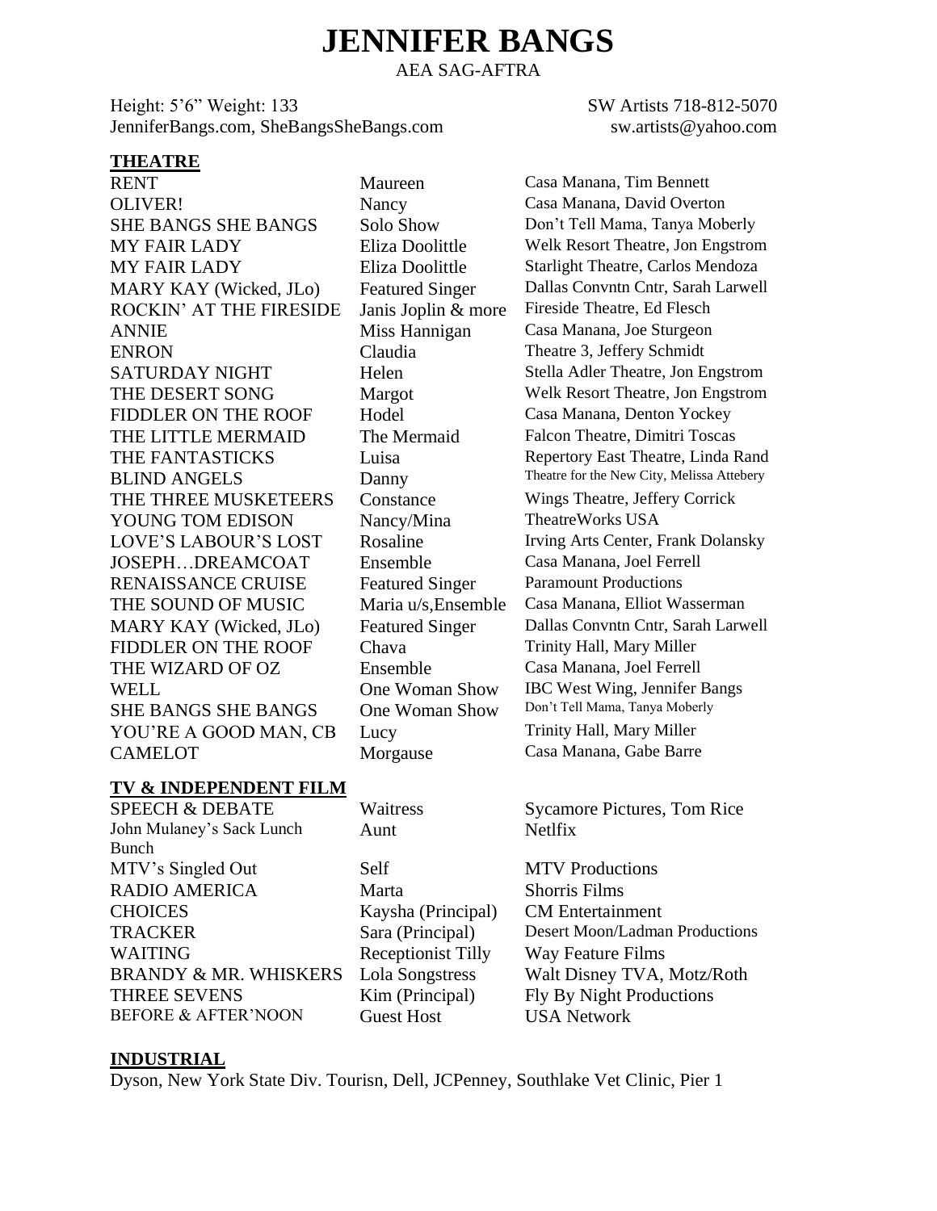# JENNIFER BANGS

AEA SAG-AFTRA

Height: 5'6" Weight: 133
JenniferBangs.com, SheBangsSheBangs.com

SW Artists 718-812-5070
sw.artists@yahoo.com

## THEATRE

| | | |
|---|---|---|
| RENT | Maureen | Casa Manana, Tim Bennett |
| OLIVER! | Nancy | Casa Manana, David Overton |
| SHE BANGS SHE BANGS | Solo Show | Don't Tell Mama, Tanya Moberly |
| MY FAIR LADY | Eliza Doolittle | Welk Resort Theatre, Jon Engstrom |
| MY FAIR LADY | Eliza Doolittle | Starlight Theatre, Carlos Mendoza |
| MARY KAY (Wicked, JLo) | Featured Singer | Dallas Convntn Cntr, Sarah Larwell |
| ROCKIN' AT THE FIRESIDE | Janis Joplin & more | Fireside Theatre, Ed Flesch |
| ANNIE | Miss Hannigan | Casa Manana, Joe Sturgeon |
| ENRON | Claudia | Theatre 3, Jeffery Schmidt |
| SATURDAY NIGHT | Helen | Stella Adler Theatre, Jon Engstrom |
| THE DESERT SONG | Margot | Welk Resort Theatre, Jon Engstrom |
| FIDDLER ON THE ROOF | Hodel | Casa Manana, Denton Yockey |
| THE LITTLE MERMAID | The Mermaid | Falcon Theatre, Dimitri Toscas |
| THE FANTASTICKS | Luisa | Repertory East Theatre, Linda Rand |
| BLIND ANGELS | Danny | Theatre for the New City, Melissa Attebery |
| THE THREE MUSKETEERS | Constance | Wings Theatre, Jeffery Corrick |
| YOUNG TOM EDISON | Nancy/Mina | TheatreWorks USA |
| LOVE'S LABOUR'S LOST | Rosaline | Irving Arts Center, Frank Dolansky |
| JOSEPH…DREAMCOAT | Ensemble | Casa Manana, Joel Ferrell |
| RENAISSANCE CRUISE | Featured Singer | Paramount Productions |
| THE SOUND OF MUSIC | Maria u/s,Ensemble | Casa Manana, Elliot Wasserman |
| MARY KAY (Wicked, JLo) | Featured Singer | Dallas Convntn Cntr, Sarah Larwell |
| FIDDLER ON THE ROOF | Chava | Trinity Hall, Mary Miller |
| THE WIZARD OF OZ | Ensemble | Casa Manana, Joel Ferrell |
| WELL | One Woman Show | IBC West Wing, Jennifer Bangs |
| SHE BANGS SHE BANGS | One Woman Show | Don't Tell Mama, Tanya Moberly |
| YOU'RE A GOOD MAN, CB | Lucy | Trinity Hall, Mary Miller |
| CAMELOT | Morgause | Casa Manana, Gabe Barre |

## TV & INDEPENDENT FILM

| | | |
|---|---|---|
| SPEECH & DEBATE | Waitress | Sycamore Pictures, Tom Rice |
| John Mulaney's Sack Lunch Bunch | Aunt | Netlfix |
| MTV's Singled Out | Self | MTV Productions |
| RADIO AMERICA | Marta | Shorris Films |
| CHOICES | Kaysha (Principal) | CM Entertainment |
| TRACKER | Sara (Principal) | Desert Moon/Ladman Productions |
| WAITING | Receptionist Tilly | Way Feature Films |
| BRANDY & MR. WHISKERS | Lola Songstress | Walt Disney TVA, Motz/Roth |
| THREE SEVENS | Kim (Principal) | Fly By Night Productions |
| BEFORE & AFTER'NOON | Guest Host | USA Network |

## INDUSTRIAL

Dyson, New York State Div. Tourisn, Dell, JCPenney, Southlake Vet Clinic, Pier 1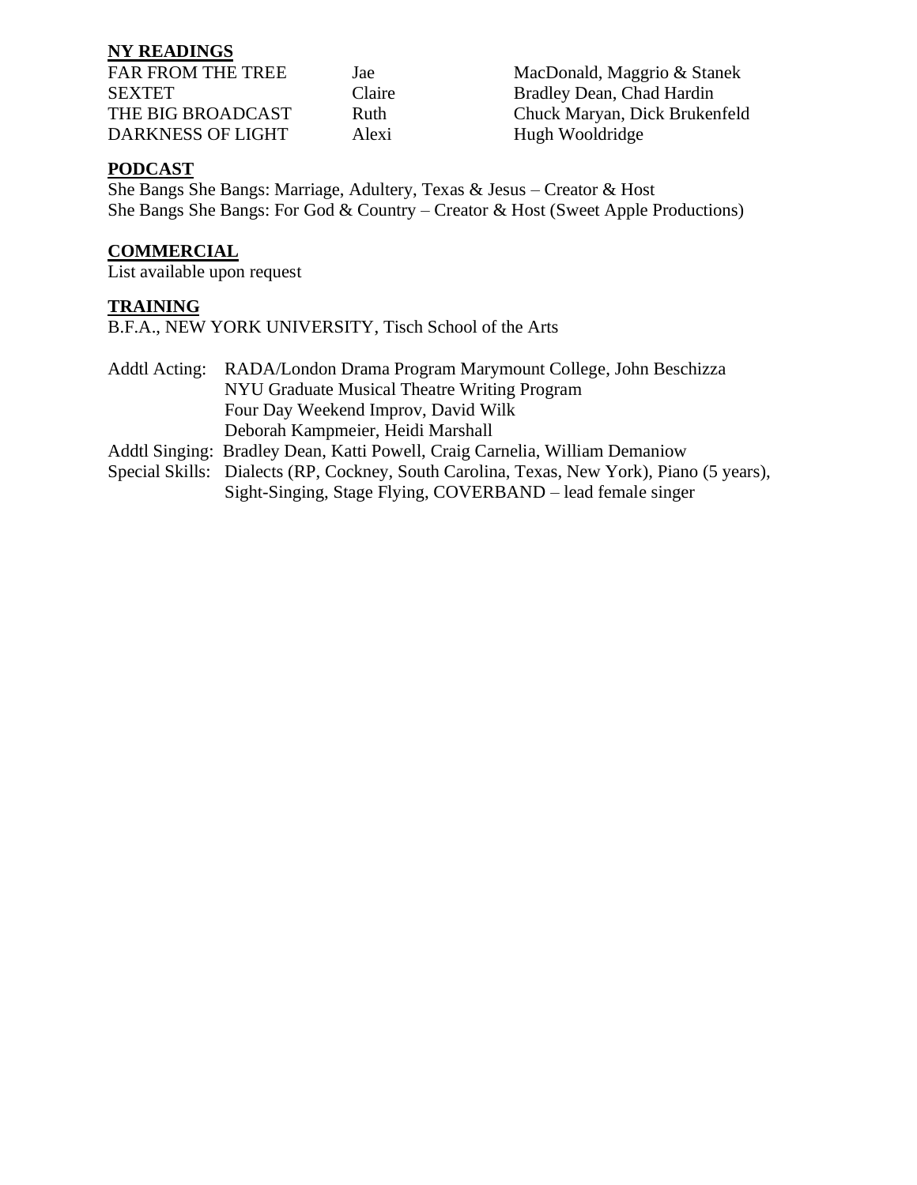## NY READINGS

| | | |
|---|---|---|
| FAR FROM THE TREE | Jae | MacDonald, Maggrio & Stanek |
| SEXTET | Claire | Bradley Dean, Chad Hardin |
| THE BIG BROADCAST | Ruth | Chuck Maryan, Dick Brukenfeld |
| DARKNESS OF LIGHT | Alexi | Hugh Wooldridge |

## PODCAST

She Bangs She Bangs: Marriage, Adultery, Texas & Jesus – Creator & Host
She Bangs She Bangs: For God & Country – Creator & Host (Sweet Apple Productions)

## COMMERCIAL

List available upon request

## TRAINING

B.F.A., NEW YORK UNIVERSITY, Tisch School of the Arts

Addtl Acting: RADA/London Drama Program Marymount College, John Beschizza
NYU Graduate Musical Theatre Writing Program
Four Day Weekend Improv, David Wilk
Deborah Kampmeier, Heidi Marshall

Addtl Singing: Bradley Dean, Katti Powell, Craig Carnelia, William Demaniow

Special Skills: Dialects (RP, Cockney, South Carolina, Texas, New York), Piano (5 years), Sight-Singing, Stage Flying, COVERBAND – lead female singer